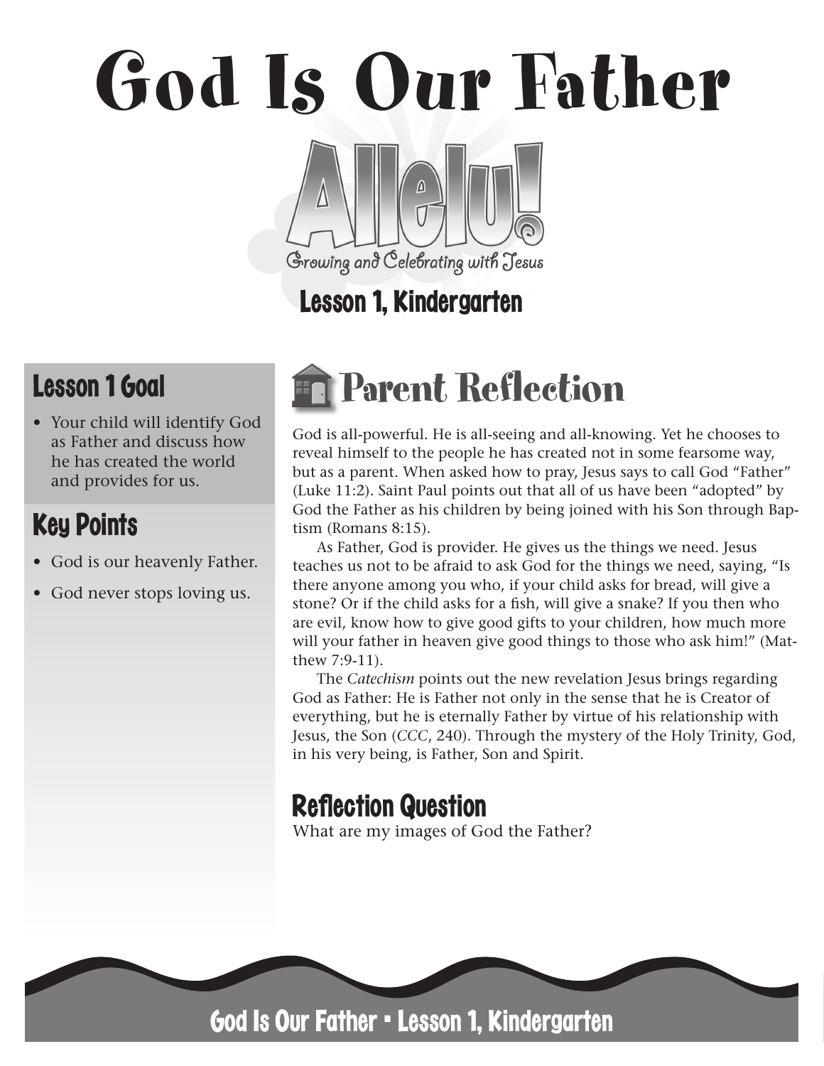# God Is Our Father

Allelu! Growing and Celebrating with Jesus

Lesson 1, Kindergarten

## Lesson 1 Goal

- Your child will identify God as Father and discuss how he has created the world and provides for us.

## Key Points

- God is our heavenly Father.
- God never stops loving us.

## Parent Reflection

God is all-powerful. He is all-seeing and all-knowing. Yet he chooses to reveal himself to the people he has created not in some fearsome way, but as a parent. When asked how to pray, Jesus says to call God "Father" (Luke 11:2). Saint Paul points out that all of us have been "adopted" by God the Father as his children by being joined with his Son through Baptism (Romans 8:15).

As Father, God is provider. He gives us the things we need. Jesus teaches us not to be afraid to ask God for the things we need, saying, "Is there anyone among you who, if your child asks for bread, will give a stone? Or if the child asks for a fish, will give a snake? If you then who are evil, know how to give good gifts to your children, how much more will your father in heaven give good things to those who ask him!" (Matthew 7:9-11).

The *Catechism* points out the new revelation Jesus brings regarding God as Father: He is Father not only in the sense that he is Creator of everything, but he is eternally Father by virtue of his relationship with Jesus, the Son (*CCC*, 240). Through the mystery of the Holy Trinity, God, in his very being, is Father, Son and Spirit.

### Reflection Question

What are my images of God the Father?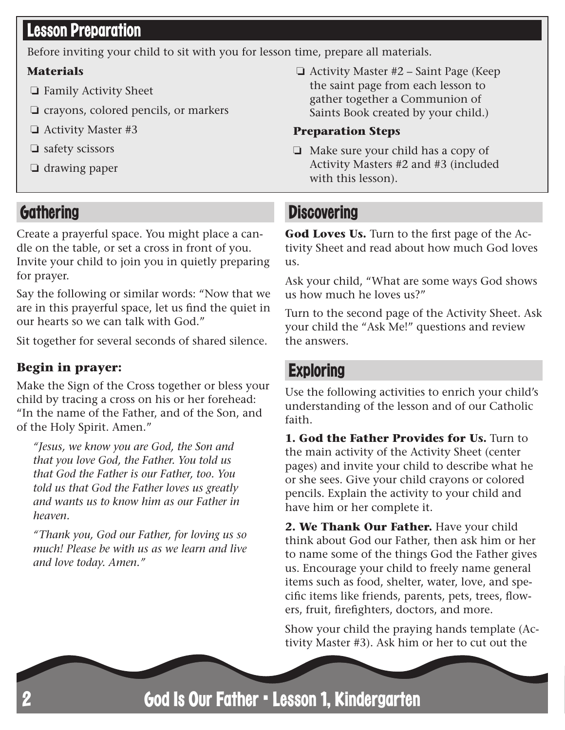## Lesson Preparation

Before inviting your child to sit with you for lesson time, prepare all materials.

### Materials

- ❏ Family Activity Sheet
- ❏ crayons, colored pencils, or markers
- ❏ Activity Master #3
- ❏ safety scissors
- ❏ drawing paper
- ❏ Activity Master #2 – Saint Page (Keep the saint page from each lesson to gather together a Communion of Saints Book created by your child.)

### Preparation Steps

- ❏ Make sure your child has a copy of Activity Masters #2 and #3 (included with this lesson).

## Gathering

Create a prayerful space. You might place a candle on the table, or set a cross in front of you. Invite your child to join you in quietly preparing for prayer.

Say the following or similar words: “Now that we are in this prayerful space, let us find the quiet in our hearts so we can talk with God.”

Sit together for several seconds of shared silence.

### Begin in prayer:

Make the Sign of the Cross together or bless your child by tracing a cross on his or her forehead: “In the name of the Father, and of the Son, and of the Holy Spirit. Amen.”

> *“Jesus, we know you are God, the Son and that you love God, the Father. You told us that God the Father is our Father, too. You told us that God the Father loves us greatly and wants us to know him as our Father in heaven.*
>
> *“Thank you, God our Father, for loving us so much! Please be with us as we learn and live and love today. Amen.”*

## Discovering

**God Loves Us.** Turn to the first page of the Activity Sheet and read about how much God loves us.

Ask your child, “What are some ways God shows us how much he loves us?”

Turn to the second page of the Activity Sheet. Ask your child the “Ask Me!” questions and review the answers.

## Exploring

Use the following activities to enrich your child’s understanding of the lesson and of our Catholic faith.

**1. God the Father Provides for Us.** Turn to the main activity of the Activity Sheet (center pages) and invite your child to describe what he or she sees. Give your child crayons or colored pencils. Explain the activity to your child and have him or her complete it.

**2. We Thank Our Father.** Have your child think about God our Father, then ask him or her to name some of the things God the Father gives us. Encourage your child to freely name general items such as food, shelter, water, love, and specific items like friends, parents, pets, trees, flowers, fruit, firefighters, doctors, and more.

Show your child the praying hands template (Activity Master #3). Ask him or her to cut out the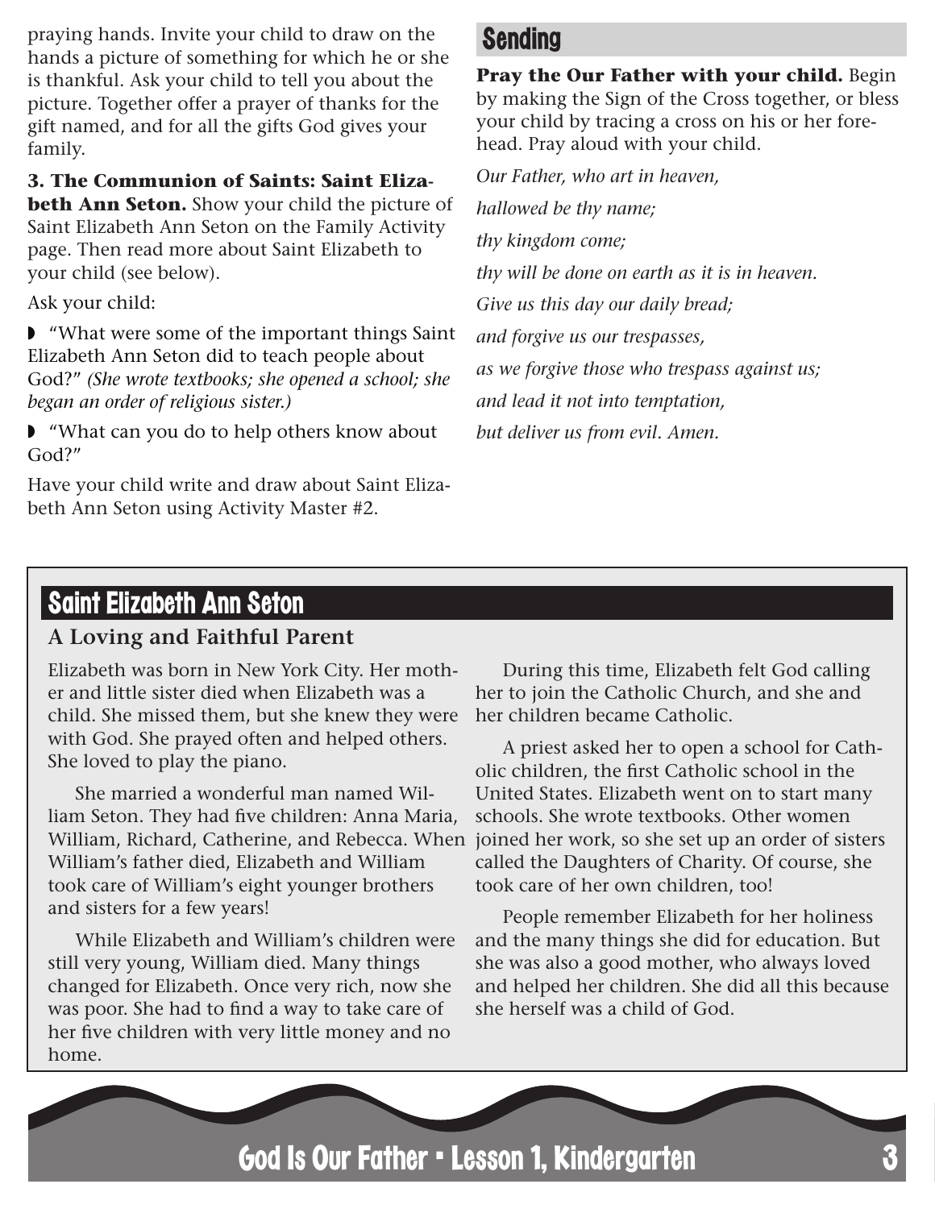praying hands. Invite your child to draw on the hands a picture of something for which he or she is thankful. Ask your child to tell you about the picture. Together offer a prayer of thanks for the gift named, and for all the gifts God gives your family.

**3. The Communion of Saints: Saint Elizabeth Ann Seton.** Show your child the picture of Saint Elizabeth Ann Seton on the Family Activity page. Then read more about Saint Elizabeth to your child (see below).

Ask your child:

- "What were some of the important things Saint Elizabeth Ann Seton did to teach people about God?" *(She wrote textbooks; she opened a school; she began an order of religious sister.)*
- "What can you do to help others know about God?"

Have your child write and draw about Saint Elizabeth Ann Seton using Activity Master #2.

## Sending

**Pray the Our Father with your child.** Begin by making the Sign of the Cross together, or bless your child by tracing a cross on his or her forehead. Pray aloud with your child.

*Our Father, who art in heaven,*

*hallowed be thy name;*

*thy kingdom come;*

*thy will be done on earth as it is in heaven.*

*Give us this day our daily bread;*

*and forgive us our trespasses,*

*as we forgive those who trespass against us;*

*and lead it not into temptation,*

*but deliver us from evil. Amen.*

## Saint Elizabeth Ann Seton

### A Loving and Faithful Parent

Elizabeth was born in New York City. Her mother and little sister died when Elizabeth was a child. She missed them, but she knew they were with God. She prayed often and helped others. She loved to play the piano.

She married a wonderful man named William Seton. They had five children: Anna Maria, William, Richard, Catherine, and Rebecca. When William's father died, Elizabeth and William took care of William's eight younger brothers and sisters for a few years!

While Elizabeth and William's children were still very young, William died. Many things changed for Elizabeth. Once very rich, now she was poor. She had to find a way to take care of her five children with very little money and no home.

During this time, Elizabeth felt God calling her to join the Catholic Church, and she and her children became Catholic.

A priest asked her to open a school for Catholic children, the first Catholic school in the United States. Elizabeth went on to start many schools. She wrote textbooks. Other women joined her work, so she set up an order of sisters called the Daughters of Charity. Of course, she took care of her own children, too!

People remember Elizabeth for her holiness and the many things she did for education. But she was also a good mother, who always loved and helped her children. She did all this because she herself was a child of God.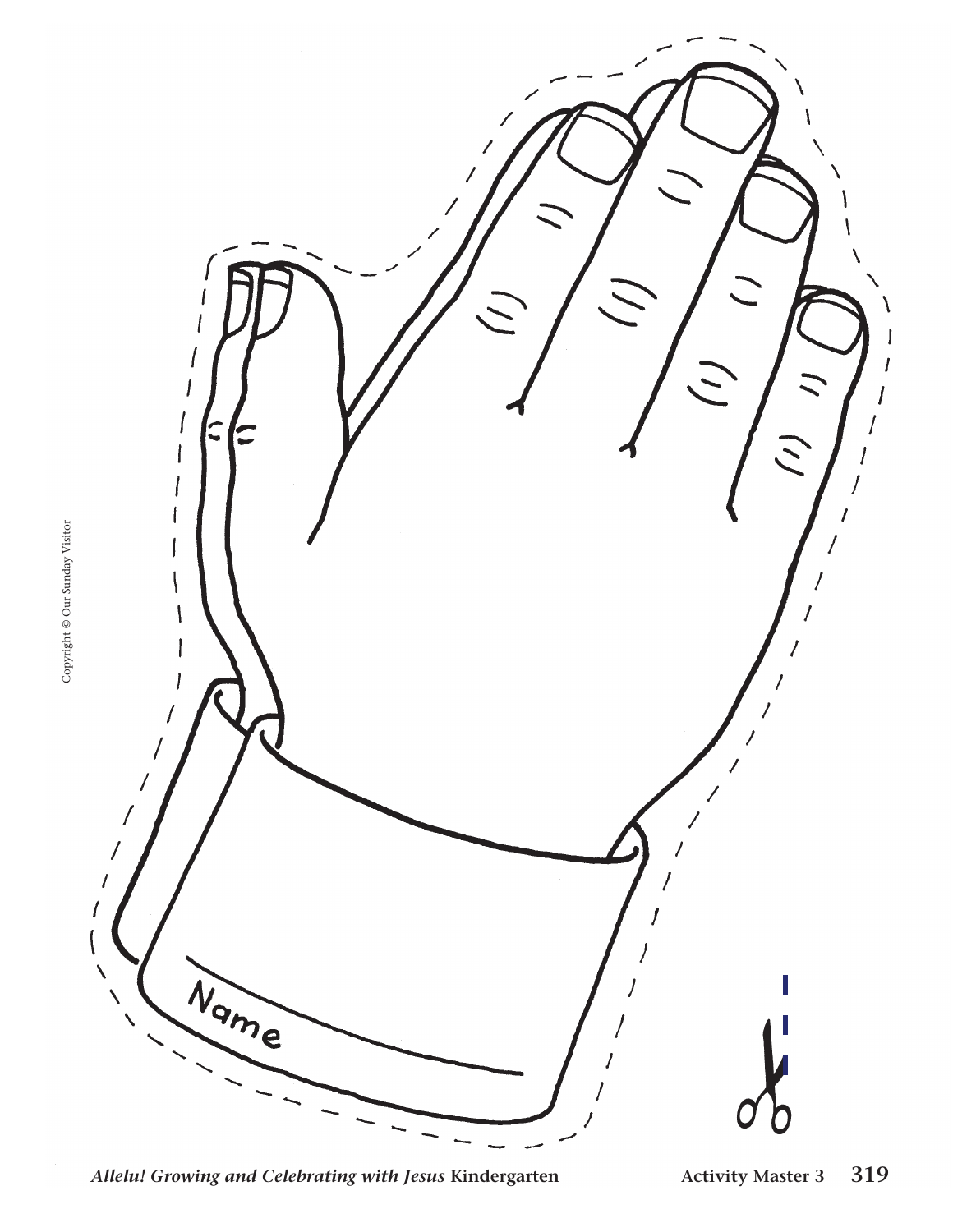Name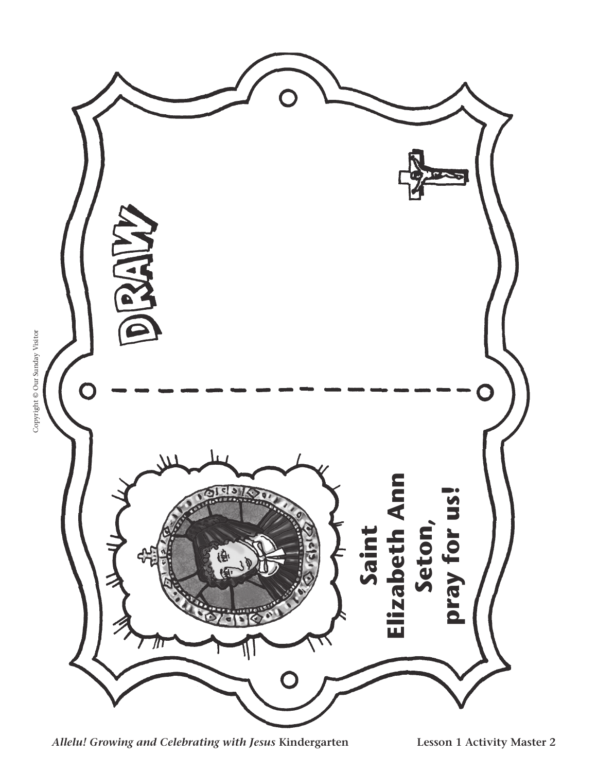DRAW

Saint Elizabeth Ann Seton, pray for us!